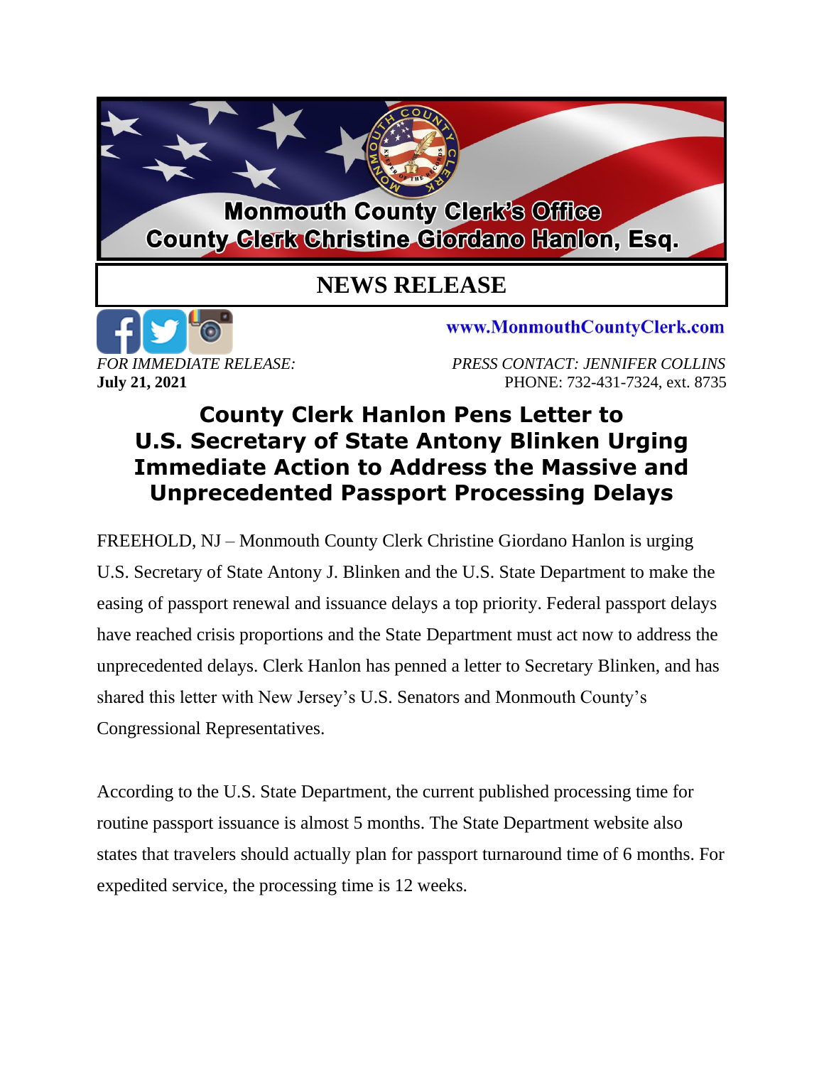**Monmouth County Clerk's Office**
**County Clerk Christine Giordano Hanlon, Esq.**

## NEWS RELEASE

www.MonmouthCountyClerk.com

*FOR IMMEDIATE RELEASE:*
**July 21, 2021**

*PRESS CONTACT: JENNIFER COLLINS*
PHONE: 732-431-7324, ext. 8735

# County Clerk Hanlon Pens Letter to U.S. Secretary of State Antony Blinken Urging Immediate Action to Address the Massive and Unprecedented Passport Processing Delays

FREEHOLD, NJ – Monmouth County Clerk Christine Giordano Hanlon is urging U.S. Secretary of State Antony J. Blinken and the U.S. State Department to make the easing of passport renewal and issuance delays a top priority. Federal passport delays have reached crisis proportions and the State Department must act now to address the unprecedented delays. Clerk Hanlon has penned a letter to Secretary Blinken, and has shared this letter with New Jersey's U.S. Senators and Monmouth County's Congressional Representatives.

According to the U.S. State Department, the current published processing time for routine passport issuance is almost 5 months. The State Department website also states that travelers should actually plan for passport turnaround time of 6 months. For expedited service, the processing time is 12 weeks.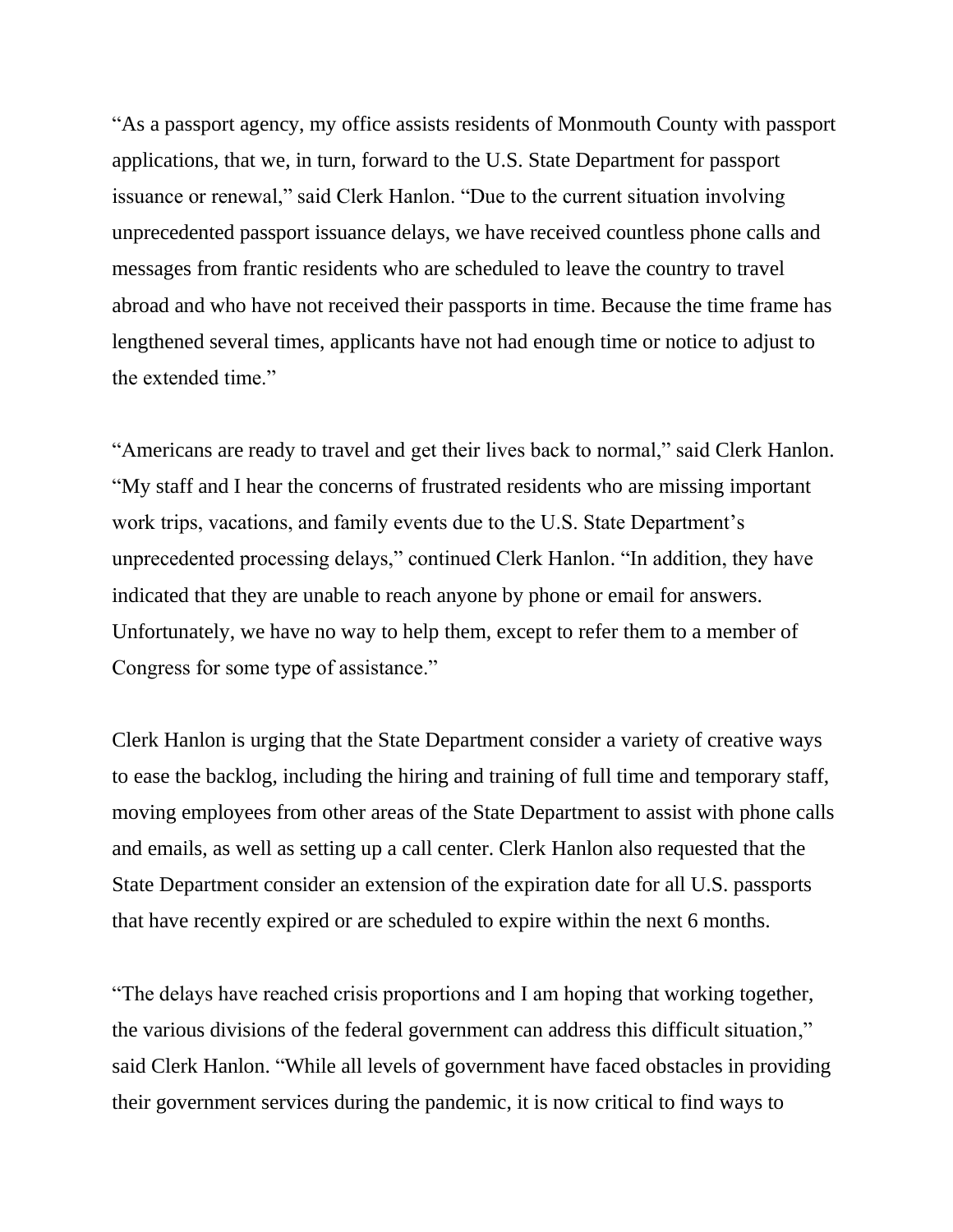"As a passport agency, my office assists residents of Monmouth County with passport applications, that we, in turn, forward to the U.S. State Department for passport issuance or renewal," said Clerk Hanlon. "Due to the current situation involving unprecedented passport issuance delays, we have received countless phone calls and messages from frantic residents who are scheduled to leave the country to travel abroad and who have not received their passports in time. Because the time frame has lengthened several times, applicants have not had enough time or notice to adjust to the extended time."

"Americans are ready to travel and get their lives back to normal," said Clerk Hanlon. "My staff and I hear the concerns of frustrated residents who are missing important work trips, vacations, and family events due to the U.S. State Department's unprecedented processing delays," continued Clerk Hanlon. "In addition, they have indicated that they are unable to reach anyone by phone or email for answers. Unfortunately, we have no way to help them, except to refer them to a member of Congress for some type of assistance."

Clerk Hanlon is urging that the State Department consider a variety of creative ways to ease the backlog, including the hiring and training of full time and temporary staff, moving employees from other areas of the State Department to assist with phone calls and emails, as well as setting up a call center. Clerk Hanlon also requested that the State Department consider an extension of the expiration date for all U.S. passports that have recently expired or are scheduled to expire within the next 6 months.

"The delays have reached crisis proportions and I am hoping that working together, the various divisions of the federal government can address this difficult situation," said Clerk Hanlon. "While all levels of government have faced obstacles in providing their government services during the pandemic, it is now critical to find ways to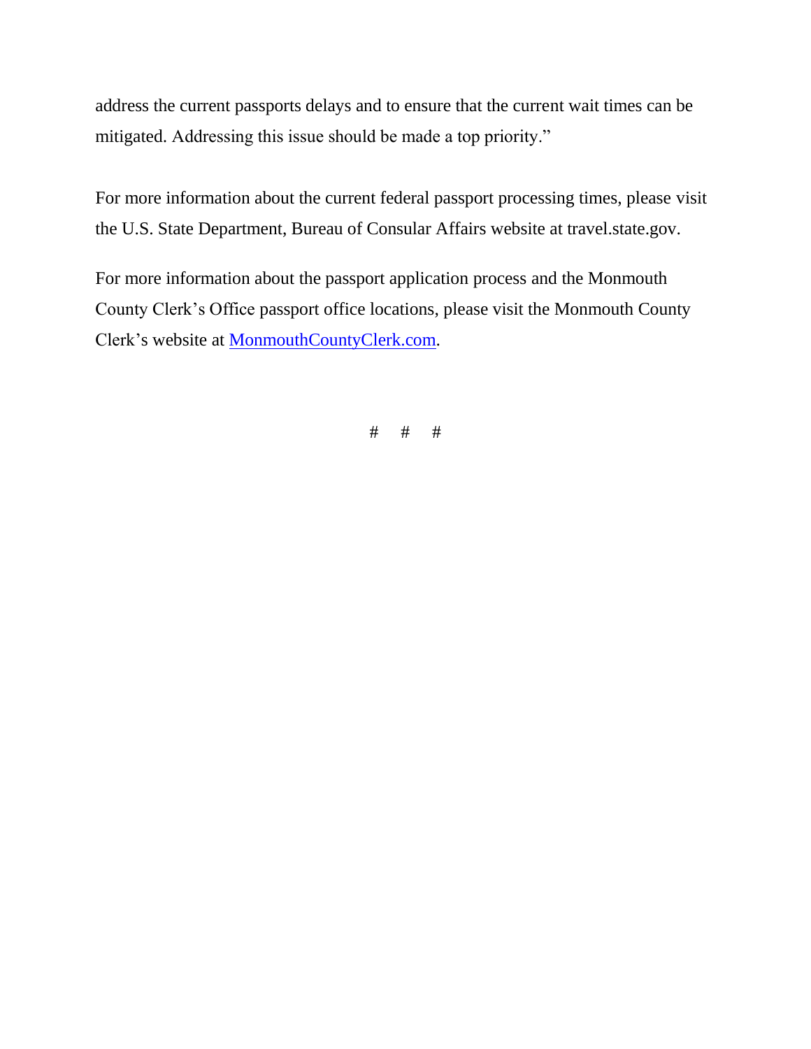address the current passports delays and to ensure that the current wait times can be mitigated. Addressing this issue should be made a top priority."

For more information about the current federal passport processing times, please visit the U.S. State Department, Bureau of Consular Affairs website at travel.state.gov.

For more information about the passport application process and the Monmouth County Clerk's Office passport office locations, please visit the Monmouth County Clerk's website at MonmouthCountyClerk.com.

# # #